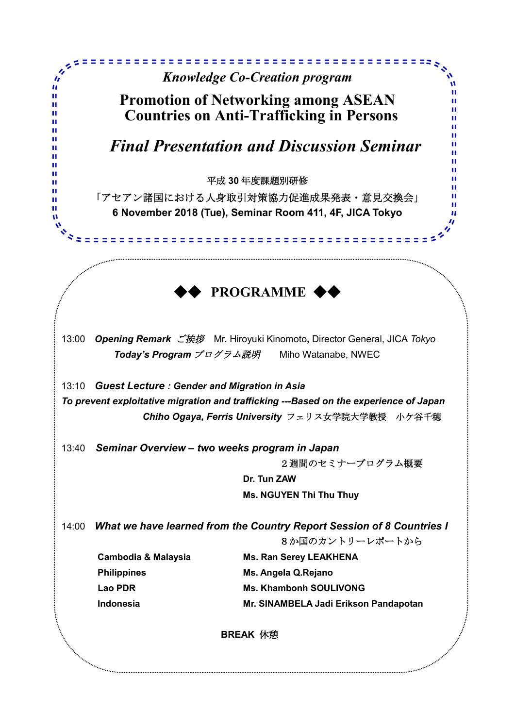*Knowledge Co-Creation program*

# Promotion of Networking among ASEAN Countries on Anti-Trafficking in Persons

## *Final Presentation and Discussion Seminar*

平成 **30** 年度課題別研修

「アセアン諸国における人身取引対策協力促進成果発表・意見交換会」

**6 November 2018 (Tue), Seminar Room 411, 4F, JICA Tokyo**

## ◆◆ PROGRAMME ◆◆

13:00 ***Opening Remark*** *ご挨拶* Mr. Hiroyuki Kinomoto, Director General, JICA *Tokyo*

***Today's Program*** *プログラム説明* Miho Watanabe, NWEC

13:10 ***Guest Lecture : Gender and Migration in Asia***

***To prevent exploitative migration and trafficking ---Based on the experience of Japan***

***Chiho Ogaya, Ferris University*** フェリス女学院大学教授 小ケ谷千穂

13:40 ***Seminar Overview – two weeks program in Japan***

２週間のセミナープログラム概要

**Dr. Tun ZAW**

**Ms. NGUYEN Thi Thu Thuy**

14:00 ***What we have learned from the Country Report Session of 8 Countries I***

８か国のカントリーレポートから

| | |
|---|---|
| **Cambodia & Malaysia** | **Ms. Ran Serey LEAKHENA** |
| **Philippines** | **Ms. Angela Q.Rejano** |
| **Lao PDR** | **Ms. Khambonh SOULIVONG** |
| **Indonesia** | **Mr. SINAMBELA Jadi Erikson Pandapotan** |

**BREAK** 休憩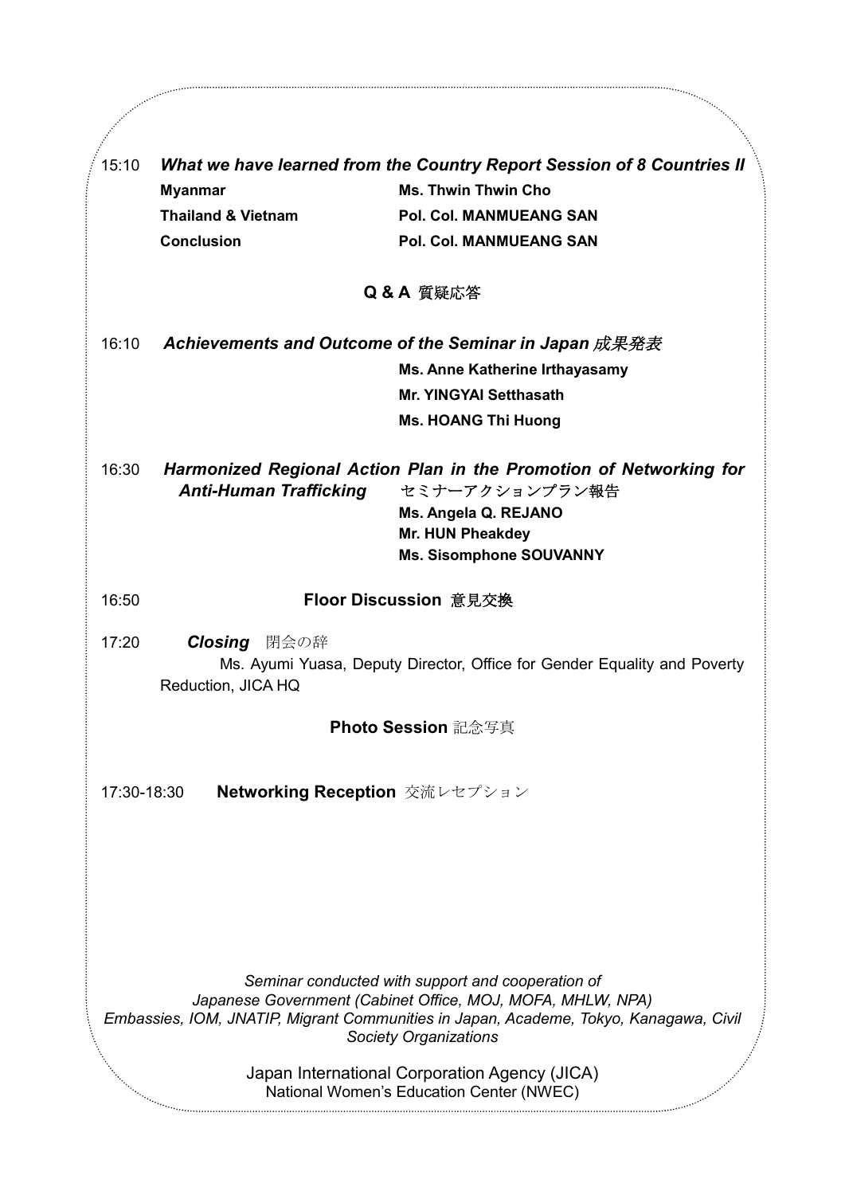15:10 ***What we have learned from the Country Report Session of 8 Countries II***

| | |
|---|---|
| **Myanmar** | **Ms. Thwin Thwin Cho** |
| **Thailand & Vietnam** | **Pol. Col. MANMUEANG SAN** |
| **Conclusion** | **Pol. Col. MANMUEANG SAN** |

**Q & A** 質疑応答

16:10 ***Achievements and Outcome of the Seminar in Japan*** *成果発表*

**Ms. Anne Katherine Irthayasamy**
**Mr. YINGYAI Setthasath**
**Ms. HOANG Thi Huong**

16:30 ***Harmonized Regional Action Plan in the Promotion of Networking for Anti-Human Trafficking*** セミナーアクションプラン報告

**Ms. Angela Q. REJANO**
**Mr. HUN Pheakdey**
**Ms. Sisomphone SOUVANNY**

16:50 **Floor Discussion** 意見交換

17:20 ***Closing*** 閉会の辞

Ms. Ayumi Yuasa, Deputy Director, Office for Gender Equality and Poverty Reduction, JICA HQ

**Photo Session** 記念写真

17:30-18:30 **Networking Reception** 交流レセプション

*Seminar conducted with support and cooperation of*
*Japanese Government (Cabinet Office, MOJ, MOFA, MHLW, NPA)*
*Embassies, IOM, JNATIP, Migrant Communities in Japan, Academe, Tokyo, Kanagawa, Civil Society Organizations*

Japan International Corporation Agency (JICA)
National Women's Education Center (NWEC)